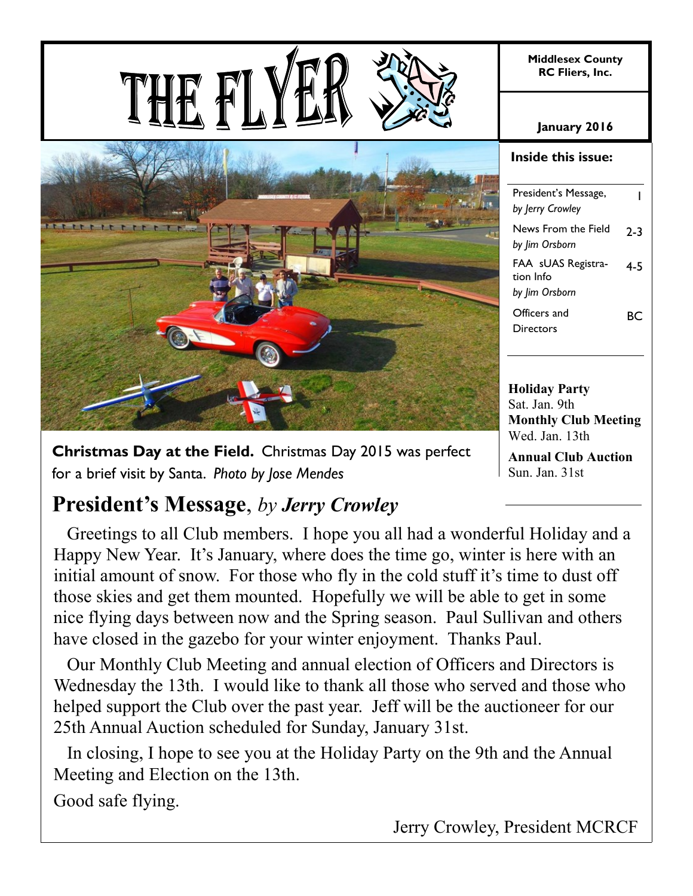# THE FLYER

**Middlesex County RC Fliers, Inc.**

**January 2016**

**Inside this issue:**

| | |
|---|---|
| President's Message, *by Jerry Crowley* | 1 |
| News From the Field *by Jim Orsborn* | 2-3 |
| FAA sUAS Registration Info *by Jim Orsborn* | 4-5 |
| Officers and Directors | BC |

**Holiday Party**
Sat. Jan. 9th

**Monthly Club Meeting**
Wed. Jan. 13th

**Annual Club Auction**
Sun. Jan. 31st

**Christmas Day at the Field.** Christmas Day 2015 was perfect for a brief visit by Santa. *Photo by Jose Mendes*

## President's Message, *by Jerry Crowley*

Greetings to all Club members. I hope you all had a wonderful Holiday and a Happy New Year. It's January, where does the time go, winter is here with an initial amount of snow. For those who fly in the cold stuff it's time to dust off those skies and get them mounted. Hopefully we will be able to get in some nice flying days between now and the Spring season. Paul Sullivan and others have closed in the gazebo for your winter enjoyment. Thanks Paul.

Our Monthly Club Meeting and annual election of Officers and Directors is Wednesday the 13th. I would like to thank all those who served and those who helped support the Club over the past year. Jeff will be the auctioneer for our 25th Annual Auction scheduled for Sunday, January 31st.

In closing, I hope to see you at the Holiday Party on the 9th and the Annual Meeting and Election on the 13th.

Good safe flying.

Jerry Crowley, President MCRCF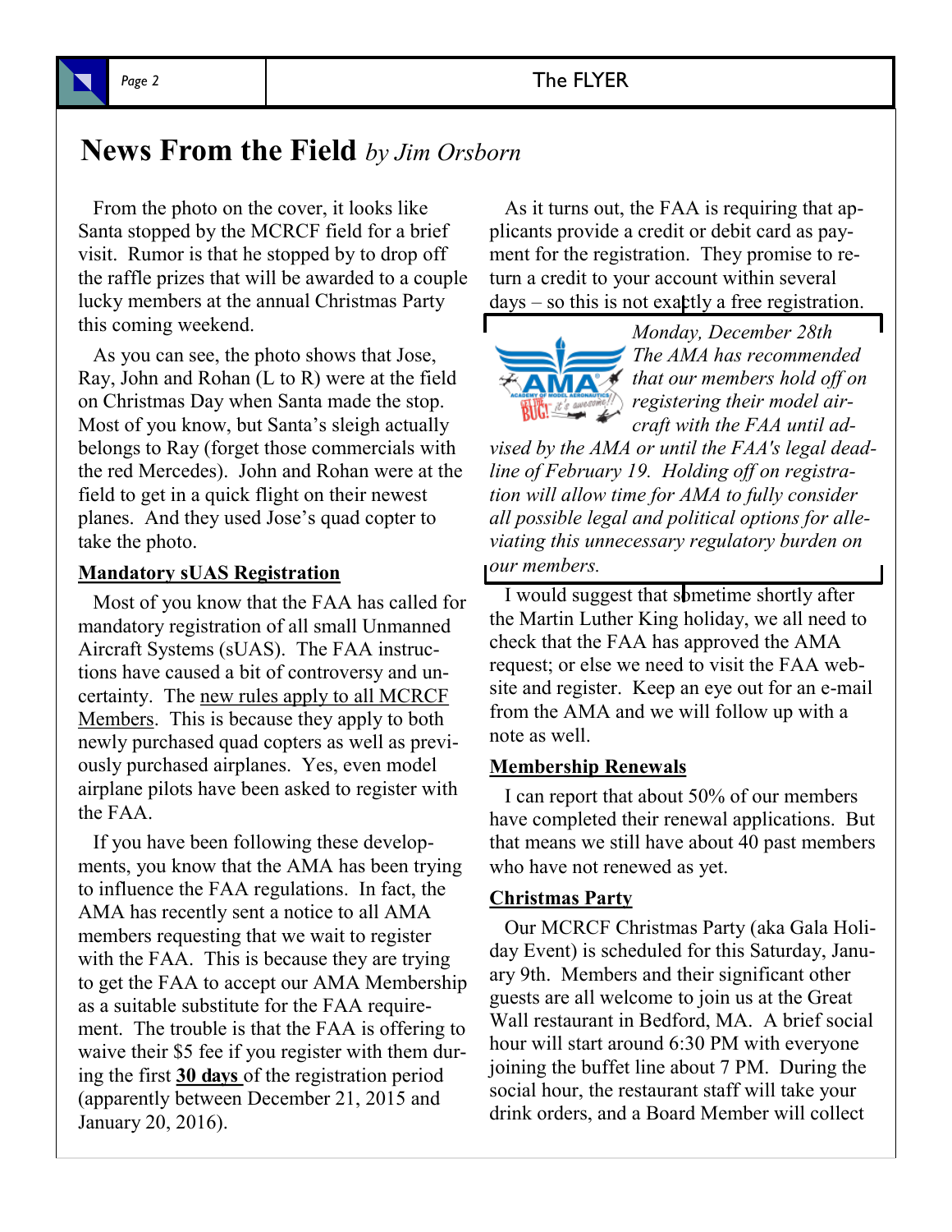# News From the Field *by Jim Orsborn*

From the photo on the cover, it looks like Santa stopped by the MCRCF field for a brief visit. Rumor is that he stopped by to drop off the raffle prizes that will be awarded to a couple lucky members at the annual Christmas Party this coming weekend.

As you can see, the photo shows that Jose, Ray, John and Rohan (L to R) were at the field on Christmas Day when Santa made the stop. Most of you know, but Santa's sleigh actually belongs to Ray (forget those commercials with the red Mercedes). John and Rohan were at the field to get in a quick flight on their newest planes. And they used Jose's quad copter to take the photo.

## Mandatory sUAS Registration

Most of you know that the FAA has called for mandatory registration of all small Unmanned Aircraft Systems (sUAS). The FAA instructions have caused a bit of controversy and uncertainty. The new rules apply to all MCRCF Members. This is because they apply to both newly purchased quad copters as well as previously purchased airplanes. Yes, even model airplane pilots have been asked to register with the FAA.

If you have been following these developments, you know that the AMA has been trying to influence the FAA regulations. In fact, the AMA has recently sent a notice to all AMA members requesting that we wait to register with the FAA. This is because they are trying to get the FAA to accept our AMA Membership as a suitable substitute for the FAA requirement. The trouble is that the FAA is offering to waive their $5 fee if you register with them during the first **30 days** of the registration period (apparently between December 21, 2015 and January 20, 2016).

As it turns out, the FAA is requiring that applicants provide a credit or debit card as payment for the registration. They promise to return a credit to your account within several days – so this is not exactly a free registration.

> *Monday, December 28th*
> *The AMA has recommended that our members hold off on registering their model aircraft with the FAA until advised by the AMA or until the FAA's legal deadline of February 19. Holding off on registration will allow time for AMA to fully consider all possible legal and political options for alleviating this unnecessary regulatory burden on our members.*

I would suggest that sometime shortly after the Martin Luther King holiday, we all need to check that the FAA has approved the AMA request; or else we need to visit the FAA website and register. Keep an eye out for an e-mail from the AMA and we will follow up with a note as well.

## Membership Renewals

I can report that about 50% of our members have completed their renewal applications. But that means we still have about 40 past members who have not renewed as yet.

## Christmas Party

Our MCRCF Christmas Party (aka Gala Holiday Event) is scheduled for this Saturday, January 9th. Members and their significant other guests are all welcome to join us at the Great Wall restaurant in Bedford, MA. A brief social hour will start around 6:30 PM with everyone joining the buffet line about 7 PM. During the social hour, the restaurant staff will take your drink orders, and a Board Member will collect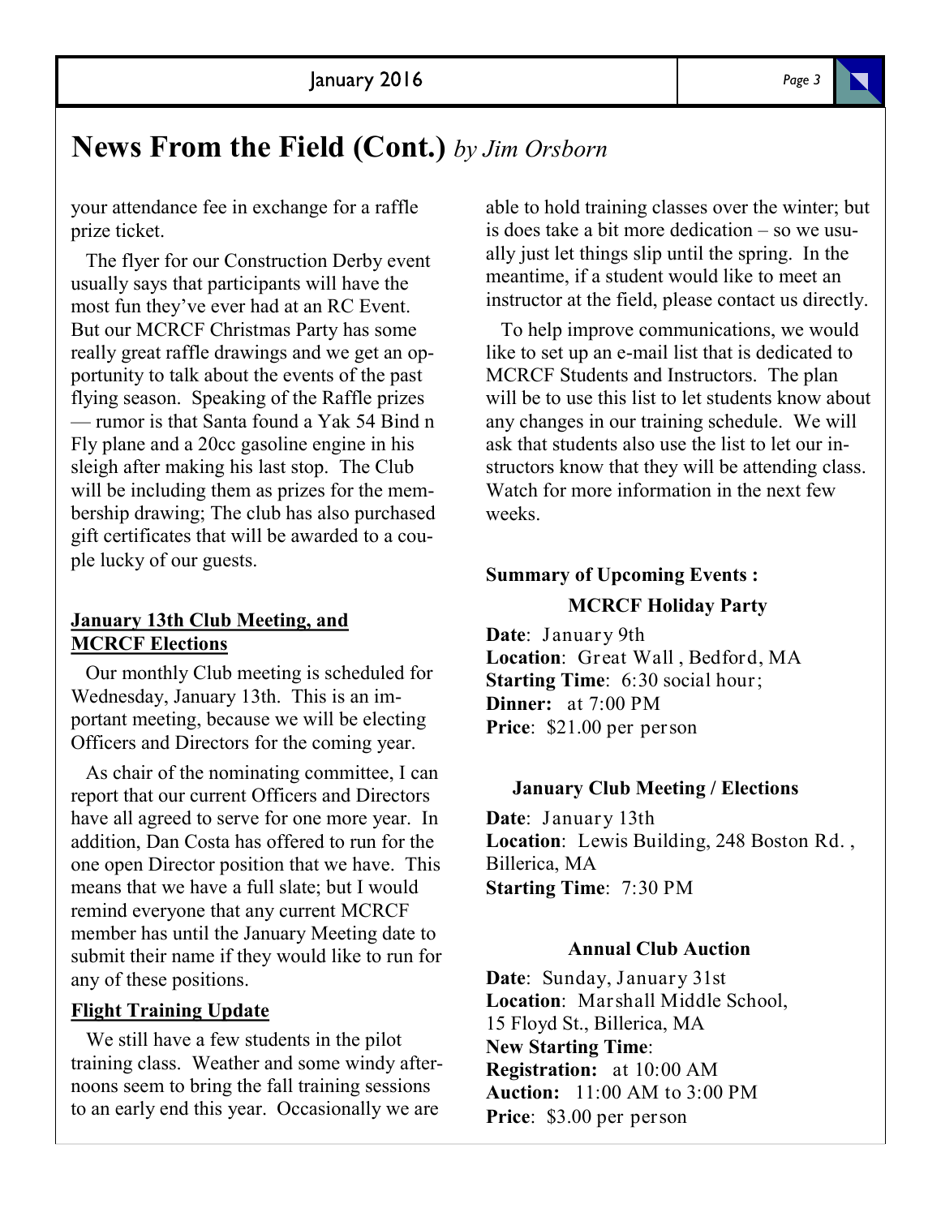# News From the Field (Cont.) *by Jim Orsborn*

your attendance fee in exchange for a raffle prize ticket.

The flyer for our Construction Derby event usually says that participants will have the most fun they've ever had at an RC Event. But our MCRCF Christmas Party has some really great raffle drawings and we get an opportunity to talk about the events of the past flying season. Speaking of the Raffle prizes — rumor is that Santa found a Yak 54 Bind n Fly plane and a 20cc gasoline engine in his sleigh after making his last stop. The Club will be including them as prizes for the membership drawing; The club has also purchased gift certificates that will be awarded to a couple lucky of our guests.

**<u>January 13th Club Meeting, and MCRCF Elections</u>**

Our monthly Club meeting is scheduled for Wednesday, January 13th. This is an important meeting, because we will be electing Officers and Directors for the coming year.

As chair of the nominating committee, I can report that our current Officers and Directors have all agreed to serve for one more year. In addition, Dan Costa has offered to run for the one open Director position that we have. This means that we have a full slate; but I would remind everyone that any current MCRCF member has until the January Meeting date to submit their name if they would like to run for any of these positions.

**<u>Flight Training Update</u>**

We still have a few students in the pilot training class. Weather and some windy afternoons seem to bring the fall training sessions to an early end this year. Occasionally we are able to hold training classes over the winter; but is does take a bit more dedication – so we usually just let things slip until the spring. In the meantime, if a student would like to meet an instructor at the field, please contact us directly.

To help improve communications, we would like to set up an e-mail list that is dedicated to MCRCF Students and Instructors. The plan will be to use this list to let students know about any changes in our training schedule. We will ask that students also use the list to let our instructors know that they will be attending class. Watch for more information in the next few weeks.

**Summary of Upcoming Events :**

**MCRCF Holiday Party**

**Date**: January 9th
**Location**: Great Wall , Bedford, MA
**Starting Time**: 6:30 social hour;
**Dinner:** at 7:00 PM
**Price**: $21.00 per person

**January Club Meeting / Elections**

**Date**: January 13th
**Location**: Lewis Building, 248 Boston Rd. , Billerica, MA
**Starting Time**: 7:30 PM

**Annual Club Auction**

**Date**: Sunday, January 31st
**Location**: Marshall Middle School, 15 Floyd St., Billerica, MA
**New Starting Time**:
**Registration:** at 10:00 AM
**Auction:** 11:00 AM to 3:00 PM
**Price**: $3.00 per person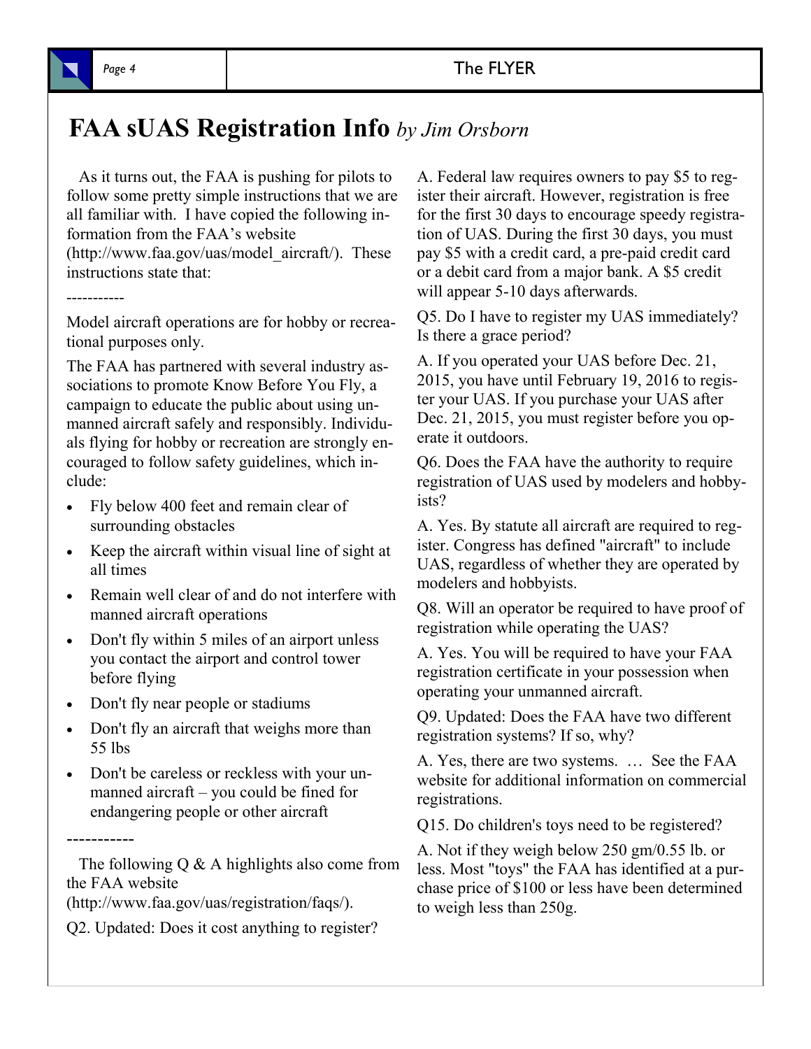# FAA sUAS Registration Info *by Jim Orsborn*

As it turns out, the FAA is pushing for pilots to follow some pretty simple instructions that we are all familiar with. I have copied the following information from the FAA's website (http://www.faa.gov/uas/model_aircraft/). These instructions state that:

----------

Model aircraft operations are for hobby or recreational purposes only.

The FAA has partnered with several industry associations to promote Know Before You Fly, a campaign to educate the public about using unmanned aircraft safely and responsibly. Individuals flying for hobby or recreation are strongly encouraged to follow safety guidelines, which include:

- Fly below 400 feet and remain clear of surrounding obstacles
- Keep the aircraft within visual line of sight at all times
- Remain well clear of and do not interfere with manned aircraft operations
- Don't fly within 5 miles of an airport unless you contact the airport and control tower before flying
- Don't fly near people or stadiums
- Don't fly an aircraft that weighs more than 55 lbs
- Don't be careless or reckless with your unmanned aircraft – you could be fined for endangering people or other aircraft

-----------

The following Q & A highlights also come from the FAA website (http://www.faa.gov/uas/registration/faqs/).

Q2. Updated: Does it cost anything to register?

A. Federal law requires owners to pay $5 to register their aircraft. However, registration is free for the first 30 days to encourage speedy registration of UAS. During the first 30 days, you must pay $5 with a credit card, a pre-paid credit card or a debit card from a major bank. A $5 credit will appear 5-10 days afterwards.

Q5. Do I have to register my UAS immediately? Is there a grace period?

A. If you operated your UAS before Dec. 21, 2015, you have until February 19, 2016 to register your UAS. If you purchase your UAS after Dec. 21, 2015, you must register before you operate it outdoors.

Q6. Does the FAA have the authority to require registration of UAS used by modelers and hobbyists?

A. Yes. By statute all aircraft are required to register. Congress has defined "aircraft" to include UAS, regardless of whether they are operated by modelers and hobbyists.

Q8. Will an operator be required to have proof of registration while operating the UAS?

A. Yes. You will be required to have your FAA registration certificate in your possession when operating your unmanned aircraft.

Q9. Updated: Does the FAA have two different registration systems? If so, why?

A. Yes, there are two systems. … See the FAA website for additional information on commercial registrations.

Q15. Do children's toys need to be registered?

A. Not if they weigh below 250 gm/0.55 lb. or less. Most "toys" the FAA has identified at a purchase price of $100 or less have been determined to weigh less than 250g.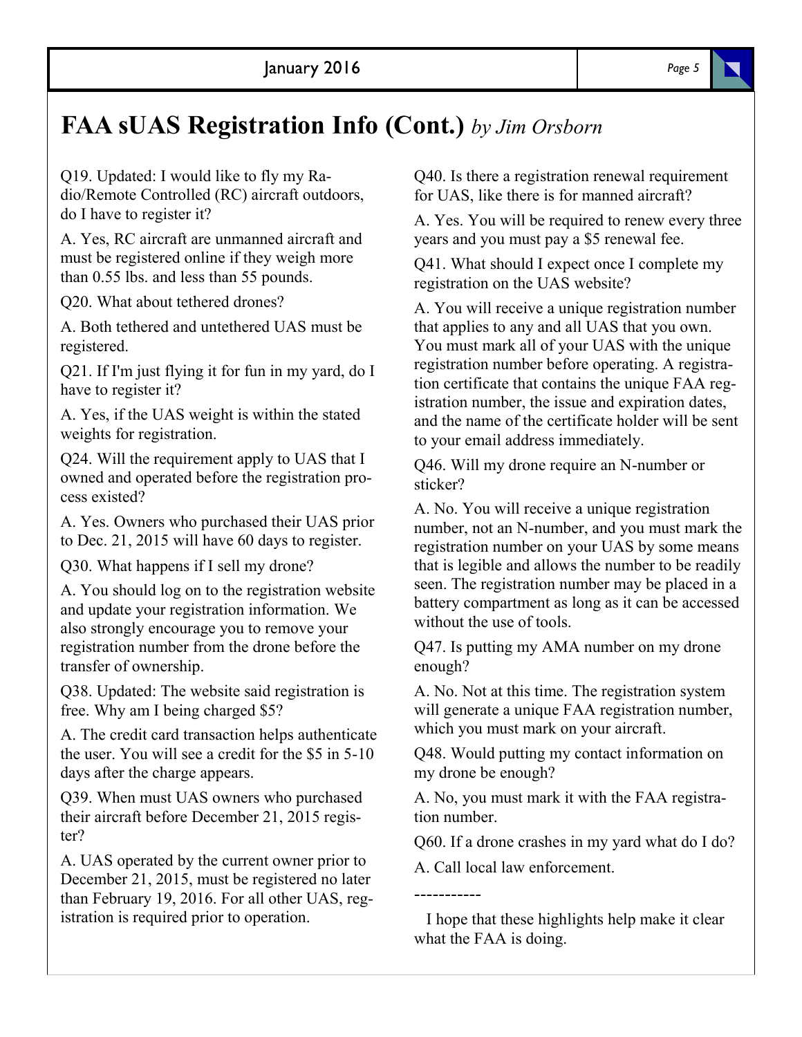# FAA sUAS Registration Info (Cont.) *by Jim Orsborn*

Q19. Updated: I would like to fly my Radio/Remote Controlled (RC) aircraft outdoors, do I have to register it?

A. Yes, RC aircraft are unmanned aircraft and must be registered online if they weigh more than 0.55 lbs. and less than 55 pounds.

Q20. What about tethered drones?

A. Both tethered and untethered UAS must be registered.

Q21. If I'm just flying it for fun in my yard, do I have to register it?

A. Yes, if the UAS weight is within the stated weights for registration.

Q24. Will the requirement apply to UAS that I owned and operated before the registration process existed?

A. Yes. Owners who purchased their UAS prior to Dec. 21, 2015 will have 60 days to register.

Q30. What happens if I sell my drone?

A. You should log on to the registration website and update your registration information. We also strongly encourage you to remove your registration number from the drone before the transfer of ownership.

Q38. Updated: The website said registration is free. Why am I being charged $5?

A. The credit card transaction helps authenticate the user. You will see a credit for the $5 in 5-10 days after the charge appears.

Q39. When must UAS owners who purchased their aircraft before December 21, 2015 register?

A. UAS operated by the current owner prior to December 21, 2015, must be registered no later than February 19, 2016. For all other UAS, registration is required prior to operation.

Q40. Is there a registration renewal requirement for UAS, like there is for manned aircraft?

A. Yes. You will be required to renew every three years and you must pay a $5 renewal fee.

Q41. What should I expect once I complete my registration on the UAS website?

A. You will receive a unique registration number that applies to any and all UAS that you own. You must mark all of your UAS with the unique registration number before operating. A registration certificate that contains the unique FAA registration number, the issue and expiration dates, and the name of the certificate holder will be sent to your email address immediately.

Q46. Will my drone require an N-number or sticker?

A. No. You will receive a unique registration number, not an N-number, and you must mark the registration number on your UAS by some means that is legible and allows the number to be readily seen. The registration number may be placed in a battery compartment as long as it can be accessed without the use of tools.

Q47. Is putting my AMA number on my drone enough?

A. No. Not at this time. The registration system will generate a unique FAA registration number, which you must mark on your aircraft.

Q48. Would putting my contact information on my drone be enough?

A. No, you must mark it with the FAA registration number.

Q60. If a drone crashes in my yard what do I do?

A. Call local law enforcement.

-----------

I hope that these highlights help make it clear what the FAA is doing.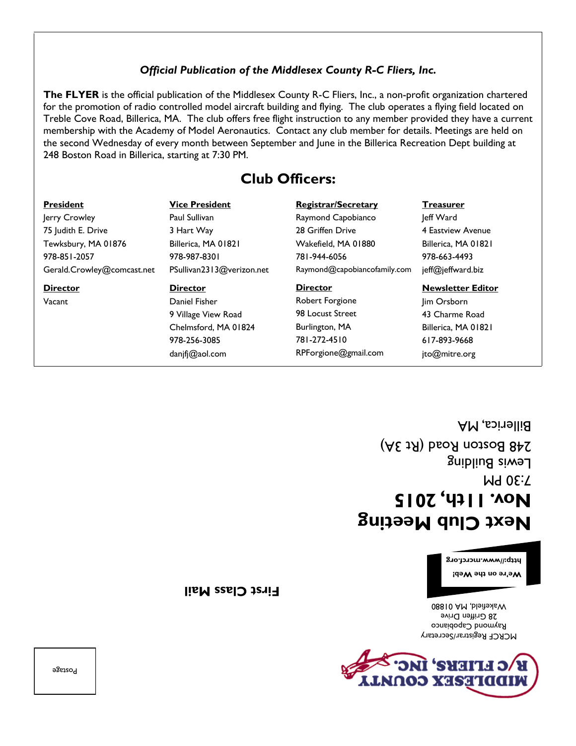*Official Publication of the Middlesex County R-C Fliers, Inc.*

**The FLYER** is the official publication of the Middlesex County R-C Fliers, Inc., a non-profit organization chartered for the promotion of radio controlled model aircraft building and flying. The club operates a flying field located on Treble Cove Road, Billerica, MA. The club offers free flight instruction to any member provided they have a current membership with the Academy of Model Aeronautics. Contact any club member for details. Meetings are held on the second Wednesday of every month between September and June in the Billerica Recreation Dept building at 248 Boston Road in Billerica, starting at 7:30 PM.

## Club Officers:

**President**
Jerry Crowley
75 Judith E. Drive
Tewksbury, MA 01876
978-851-2057
Gerald.Crowley@comcast.net

**Vice President**
Paul Sullivan
3 Hart Way
Billerica, MA 01821
978-987-8301
PSullivan2313@verizon.net

**Registrar/Secretary**
Raymond Capobianco
28 Griffen Drive
Wakefield, MA 01880
781-944-6056
Raymond@capobiancofamily.com

**Treasurer**
Jeff Ward
4 Eastview Avenue
Billerica, MA 01821
978-663-4493
jeff@jeffward.biz

**Director**
Vacant

**Director**
Daniel Fisher
9 Village View Road
Chelmsford, MA 01824
978-256-3085
danjfj@aol.com

**Director**
Robert Forgione
98 Locust Street
Burlington, MA
781-272-4510
RPForgione@gmail.com

**Newsletter Editor**
Jim Orsborn
43 Charme Road
Billerica, MA 01821
617-893-9668
jto@mitre.org

**Next Club Meeting**
**Nov. 11th, 2015**
7:30 PM
Lewis Building
248 Boston Road (Rt 3A)
Billerica, MA

**We're on the Web!**
**http://www.mcrcf.org**

MCRCF Registrar/Secretary
Raymond Capobianco
28 Griffen Drive
Wakefield, MA 01880

**First Class Mail**

Postage